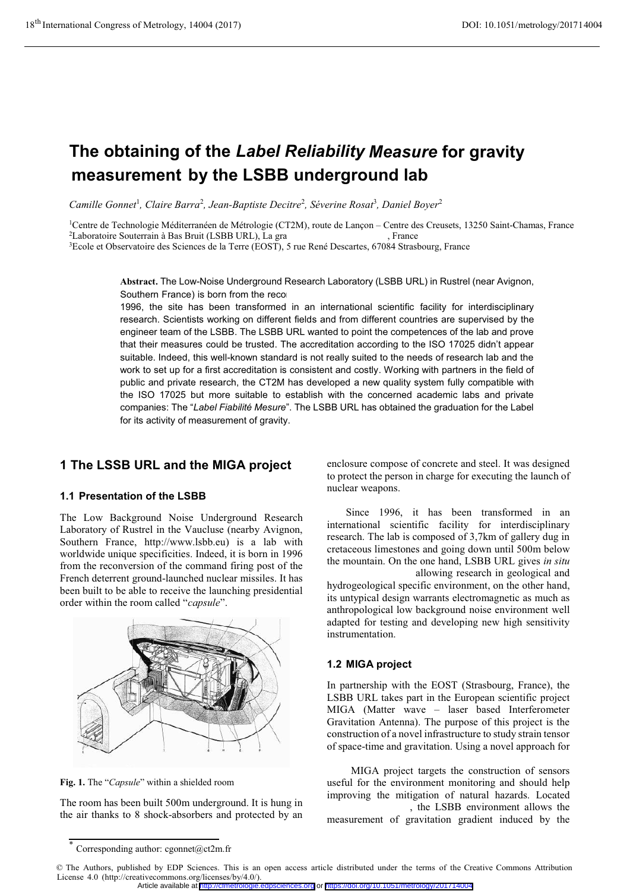# The obtaining of the *Label Reliability Measure* for gravity measurement by the LSBB underground lab

*Camille Gonnet*[1], *Claire Barra*[2], *Jean-Baptiste Decitre*[2], *Séverine Rosat*[3], *Daniel Boyer*[2]

[1]Centre de Technologie Méditerranéen de Métrologie (CT2M), route de Lançon – Centre des Creusets, 13250 Saint-Chamas, France
[2]Laboratoire Souterrain à Bas Bruit (LSBB URL), La gra , France
[3]Ecole et Observatoire des Sciences de la Terre (EOST), 5 rue René Descartes, 67084 Strasbourg, France

**Abstract.** The Low-Noise Underground Research Laboratory (LSBB URL) in Rustrel (near Avignon, Southern France) is born from the reco 1996, the site has been transformed in an international scientific facility for interdisciplinary research. Scientists working on different fields and from different countries are supervised by the engineer team of the LSBB. The LSBB URL wanted to point the competences of the lab and prove that their measures could be trusted. The accreditation according to the ISO 17025 didn't appear suitable. Indeed, this well-known standard is not really suited to the needs of research lab and the work to set up for a first accreditation is consistent and costly. Working with partners in the field of public and private research, the CT2M has developed a new quality system fully compatible with the ISO 17025 but more suitable to establish with the concerned academic labs and private companies: The "*Label Fiabilité Mesure*". The LSBB URL has obtained the graduation for the Label for its activity of measurement of gravity.

## 1 The LSSB URL and the MIGA project

### 1.1 Presentation of the LSBB

The Low Background Noise Underground Research Laboratory of Rustrel in the Vaucluse (nearby Avignon, Southern France, http://www.lsbb.eu) is a lab with worldwide unique specificities. Indeed, it is born in 1996 from the reconversion of the command firing post of the French deterrent ground-launched nuclear missiles. It has been built to be able to receive the launching presidential order within the room called "*capsule*".

**Fig. 1.** The "*Capsule*" within a shielded room

The room has been built 500m underground. It is hung in the air thanks to 8 shock-absorbers and protected by an enclosure compose of concrete and steel. It was designed to protect the person in charge for executing the launch of nuclear weapons.

Since 1996, it has been transformed in an international scientific facility for interdisciplinary research. The lab is composed of 3,7km of gallery dug in cretaceous limestones and going down until 500m below the mountain. On the one hand, LSBB URL gives *in situ* allowing research in geological and hydrogeological specific environment, on the other hand, its untypical design warrants electromagnetic as much as anthropological low background noise environment well adapted for testing and developing new high sensitivity instrumentation.

### 1.2 MIGA project

In partnership with the EOST (Strasbourg, France), the LSBB URL takes part in the European scientific project MIGA (Matter wave – laser based Interferometer Gravitation Antenna). The purpose of this project is the construction of a novel infrastructure to study strain tensor of space-time and gravitation. Using a novel approach for

MIGA project targets the construction of sensors useful for the environment monitoring and should help improving the mitigation of natural hazards. Located , the LSBB environment allows the measurement of gravitation gradient induced by the

* Corresponding author: cgonnet@ct2m.fr

© The Authors, published by EDP Sciences. This is an open access article distributed under the terms of the Creative Commons Attribution License 4.0 (http://creativecommons.org/licenses/by/4.0/).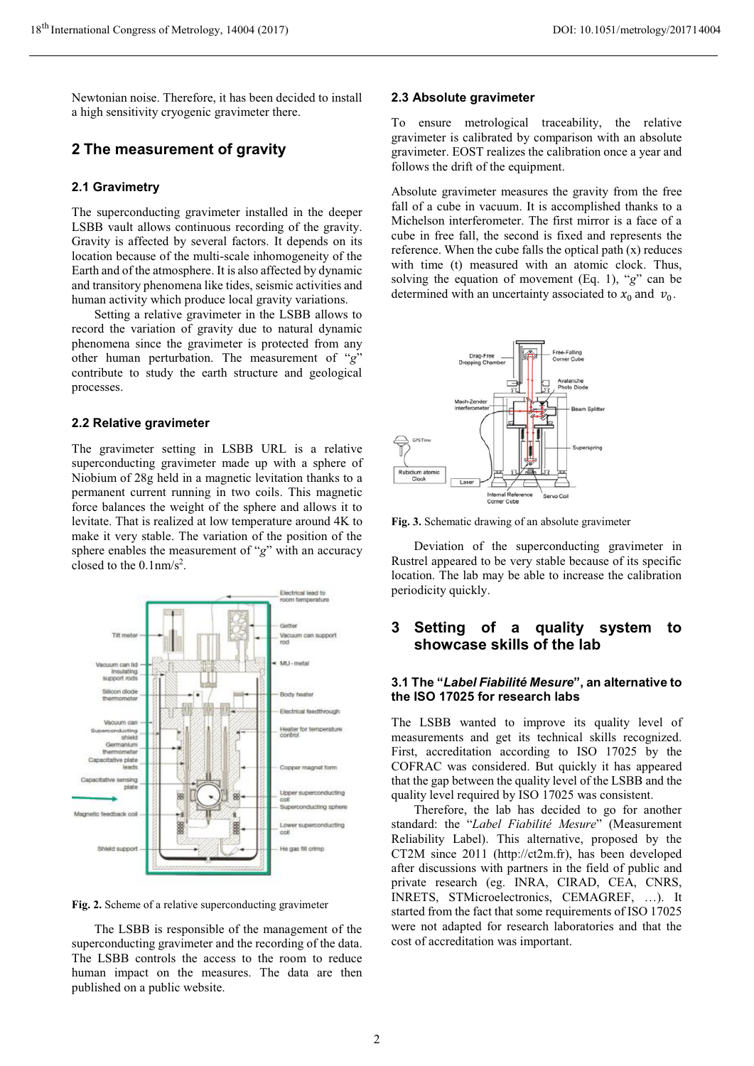Newtonian noise. Therefore, it has been decided to install a high sensitivity cryogenic gravimeter there.

## 2 The measurement of gravity

### 2.1 Gravimetry

The superconducting gravimeter installed in the deeper LSBB vault allows continuous recording of the gravity. Gravity is affected by several factors. It depends on its location because of the multi-scale inhomogeneity of the Earth and of the atmosphere. It is also affected by dynamic and transitory phenomena like tides, seismic activities and human activity which produce local gravity variations.

Setting a relative gravimeter in the LSBB allows to record the variation of gravity due to natural dynamic phenomena since the gravimeter is protected from any other human perturbation. The measurement of "*g*" contribute to study the earth structure and geological processes.

### 2.2 Relative gravimeter

The gravimeter setting in LSBB URL is a relative superconducting gravimeter made up with a sphere of Niobium of 28g held in a magnetic levitation thanks to a permanent current running in two coils. This magnetic force balances the weight of the sphere and allows it to levitate. That is realized at low temperature around 4K to make it very stable. The variation of the position of the sphere enables the measurement of "*g*" with an accuracy closed to the 0.1nm/s$^2$.

**Fig. 2.** Scheme of a relative superconducting gravimeter

The LSBB is responsible of the management of the superconducting gravimeter and the recording of the data. The LSBB controls the access to the room to reduce human impact on the measures. The data are then published on a public website.

### 2.3 Absolute gravimeter

To ensure metrological traceability, the relative gravimeter is calibrated by comparison with an absolute gravimeter. EOST realizes the calibration once a year and follows the drift of the equipment.

Absolute gravimeter measures the gravity from the free fall of a cube in vacuum. It is accomplished thanks to a Michelson interferometer. The first mirror is a face of a cube in free fall, the second is fixed and represents the reference. When the cube falls the optical path (x) reduces with time (t) measured with an atomic clock. Thus, solving the equation of movement (Eq. 1), "*g*" can be determined with an uncertainty associated to $x_0$ and $v_0$.

**Fig. 3.** Schematic drawing of an absolute gravimeter

Deviation of the superconducting gravimeter in Rustrel appeared to be very stable because of its specific location. The lab may be able to increase the calibration periodicity quickly.

## 3 Setting of a quality system to showcase skills of the lab

### 3.1 The "*Label Fiabilité Mesure*", an alternative to the ISO 17025 for research labs

The LSBB wanted to improve its quality level of measurements and get its technical skills recognized. First, accreditation according to ISO 17025 by the COFRAC was considered. But quickly it has appeared that the gap between the quality level of the LSBB and the quality level required by ISO 17025 was consistent.

Therefore, the lab has decided to go for another standard: the "*Label Fiabilité Mesure*" (Measurement Reliability Label). This alternative, proposed by the CT2M since 2011 (http://ct2m.fr), has been developed after discussions with partners in the field of public and private research (eg. INRA, CIRAD, CEA, CNRS, INRETS, STMicroelectronics, CEMAGREF, …). It started from the fact that some requirements of ISO 17025 were not adapted for research laboratories and that the cost of accreditation was important.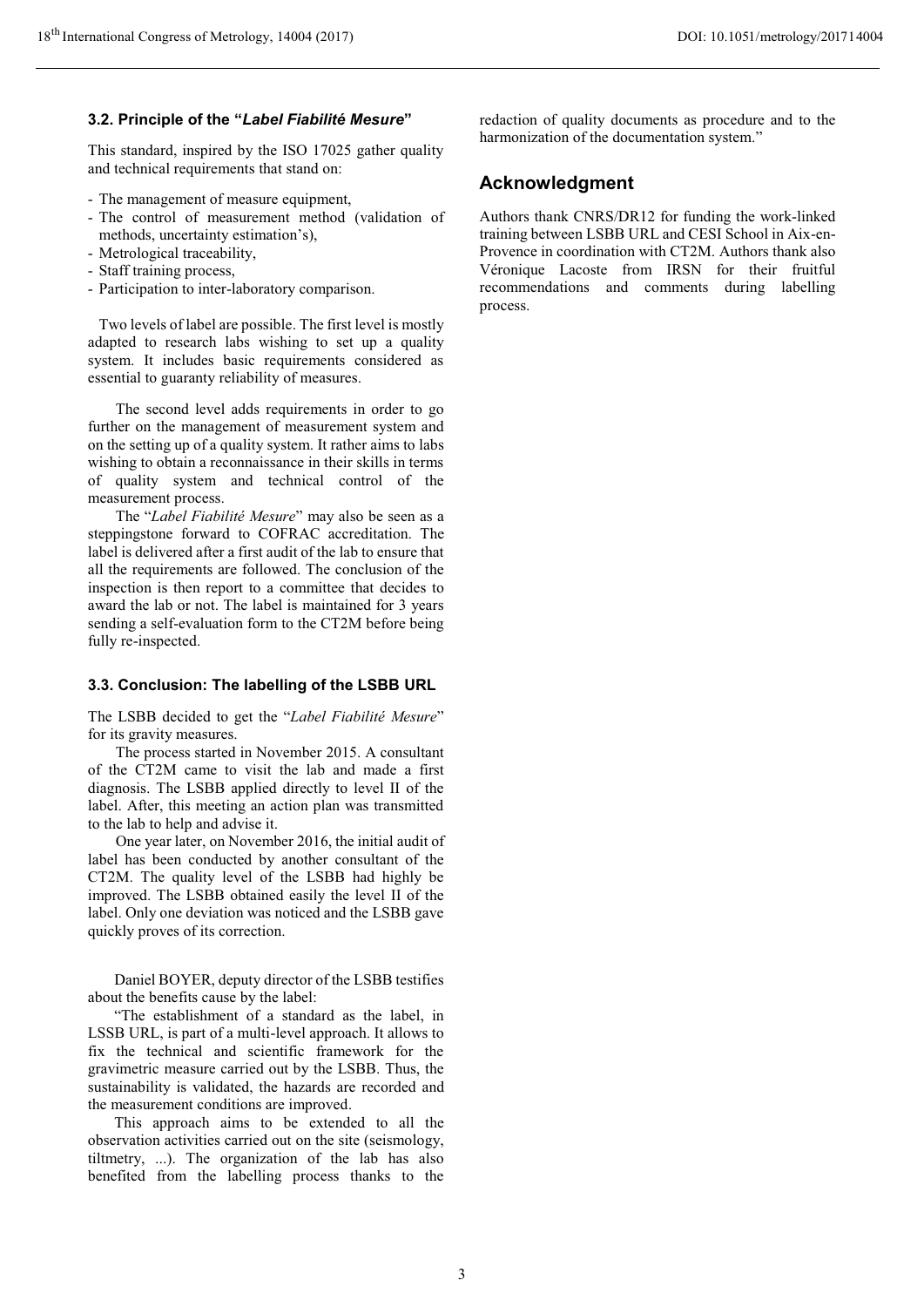### 3.2. Principle of the "*Label Fiabilité Mesure*"

This standard, inspired by the ISO 17025 gather quality and technical requirements that stand on:

- The management of measure equipment,
- The control of measurement method (validation of methods, uncertainty estimation's),
- Metrological traceability,
- Staff training process,
- Participation to inter-laboratory comparison.

Two levels of label are possible. The first level is mostly adapted to research labs wishing to set up a quality system. It includes basic requirements considered as essential to guaranty reliability of measures.

The second level adds requirements in order to go further on the management of measurement system and on the setting up of a quality system. It rather aims to labs wishing to obtain a reconnaissance in their skills in terms of quality system and technical control of the measurement process.

The "*Label Fiabilité Mesure*" may also be seen as a steppingstone forward to COFRAC accreditation. The label is delivered after a first audit of the lab to ensure that all the requirements are followed. The conclusion of the inspection is then report to a committee that decides to award the lab or not. The label is maintained for 3 years sending a self-evaluation form to the CT2M before being fully re-inspected.

### 3.3. Conclusion: The labelling of the LSBB URL

The LSBB decided to get the "*Label Fiabilité Mesure*" for its gravity measures.

The process started in November 2015. A consultant of the CT2M came to visit the lab and made a first diagnosis. The LSBB applied directly to level II of the label. After, this meeting an action plan was transmitted to the lab to help and advise it.

One year later, on November 2016, the initial audit of label has been conducted by another consultant of the CT2M. The quality level of the LSBB had highly be improved. The LSBB obtained easily the level II of the label. Only one deviation was noticed and the LSBB gave quickly proves of its correction.

Daniel BOYER, deputy director of the LSBB testifies about the benefits cause by the label:

"The establishment of a standard as the label, in LSSB URL, is part of a multi-level approach. It allows to fix the technical and scientific framework for the gravimetric measure carried out by the LSBB. Thus, the sustainability is validated, the hazards are recorded and the measurement conditions are improved.

This approach aims to be extended to all the observation activities carried out on the site (seismology, tiltmetry, ...). The organization of the lab has also benefited from the labelling process thanks to the redaction of quality documents as procedure and to the harmonization of the documentation system."

## Acknowledgment

Authors thank CNRS/DR12 for funding the work-linked training between LSBB URL and CESI School in Aix-en-Provence in coordination with CT2M. Authors thank also Véronique Lacoste from IRSN for their fruitful recommendations and comments during labelling process.